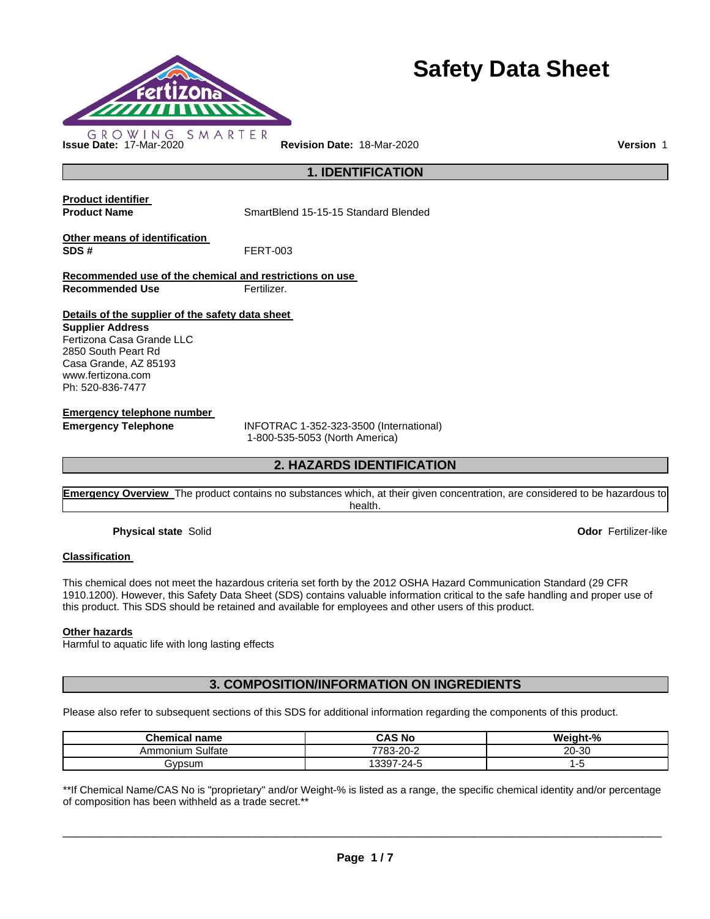# Safety Data Sheet

GROWING SMARTER

**Issue Date:** 17-Mar-2020 **Revision Date:** 18-Mar-2020 **Version** 1

## 1. IDENTIFICATION

**Product identifier**

**Product Name** SmartBlend 15-15-15 Standard Blended

**Other means of identification**

**SDS #** FERT-003

**Recommended use of the chemical and restrictions on use**

**Recommended Use** Fertilizer.

**Details of the supplier of the safety data sheet**

**Supplier Address**
Fertizona Casa Grande LLC
2850 South Peart Rd
Casa Grande, AZ 85193
www.fertizona.com
Ph: 520-836-7477

**Emergency telephone number**

**Emergency Telephone** INFOTRAC 1-352-323-3500 (International)
1-800-535-5053 (North America)

## 2. HAZARDS IDENTIFICATION

**Emergency Overview** The product contains no substances which, at their given concentration, are considered to be hazardous to health.

**Physical state** Solid **Odor** Fertilizer-like

**Classification**

This chemical does not meet the hazardous criteria set forth by the 2012 OSHA Hazard Communication Standard (29 CFR 1910.1200). However, this Safety Data Sheet (SDS) contains valuable information critical to the safe handling and proper use of this product. This SDS should be retained and available for employees and other users of this product.

**Other hazards**

Harmful to aquatic life with long lasting effects

## 3. COMPOSITION/INFORMATION ON INGREDIENTS

Please also refer to subsequent sections of this SDS for additional information regarding the components of this product.

| Chemical name | CAS No | Weight-% |
|---|---|---|
| Ammonium Sulfate | 7783-20-2 | 20-30 |
| Gypsum | 13397-24-5 | 1-5 |

**If Chemical Name/CAS No is "proprietary" and/or Weight-% is listed as a range, the specific chemical identity and/or percentage of composition has been withheld as a trade secret.**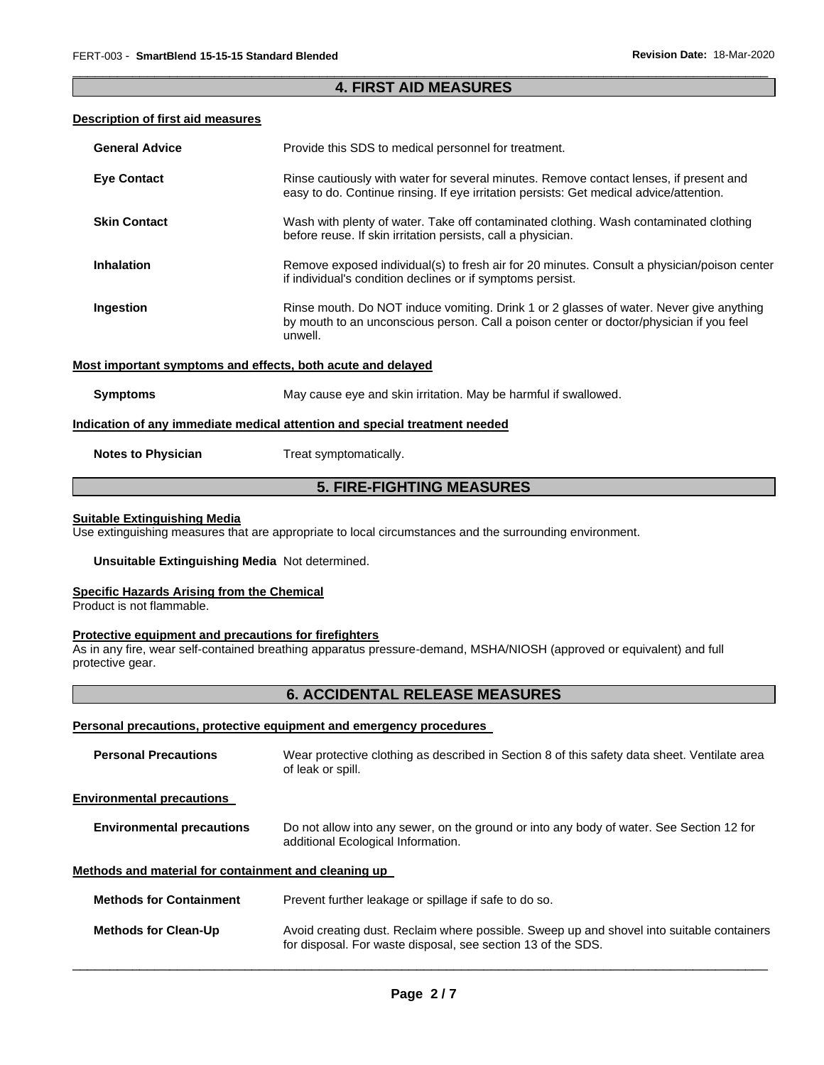## 4. FIRST AID MEASURES

### Description of first aid measures

**General Advice** Provide this SDS to medical personnel for treatment.

**Eye Contact** Rinse cautiously with water for several minutes. Remove contact lenses, if present and easy to do. Continue rinsing. If eye irritation persists: Get medical advice/attention.

**Skin Contact** Wash with plenty of water. Take off contaminated clothing. Wash contaminated clothing before reuse. If skin irritation persists, call a physician.

**Inhalation** Remove exposed individual(s) to fresh air for 20 minutes. Consult a physician/poison center if individual's condition declines or if symptoms persist.

**Ingestion** Rinse mouth. Do NOT induce vomiting. Drink 1 or 2 glasses of water. Never give anything by mouth to an unconscious person. Call a poison center or doctor/physician if you feel unwell.

### Most important symptoms and effects, both acute and delayed

**Symptoms** May cause eye and skin irritation. May be harmful if swallowed.

### Indication of any immediate medical attention and special treatment needed

**Notes to Physician** Treat symptomatically.

## 5. FIRE-FIGHTING MEASURES

### Suitable Extinguishing Media

Use extinguishing measures that are appropriate to local circumstances and the surrounding environment.

**Unsuitable Extinguishing Media** Not determined.

### Specific Hazards Arising from the Chemical

Product is not flammable.

### Protective equipment and precautions for firefighters

As in any fire, wear self-contained breathing apparatus pressure-demand, MSHA/NIOSH (approved or equivalent) and full protective gear.

## 6. ACCIDENTAL RELEASE MEASURES

### Personal precautions, protective equipment and emergency procedures

**Personal Precautions** Wear protective clothing as described in Section 8 of this safety data sheet. Ventilate area of leak or spill.

### Environmental precautions

**Environmental precautions** Do not allow into any sewer, on the ground or into any body of water. See Section 12 for additional Ecological Information.

### Methods and material for containment and cleaning up

**Methods for Containment** Prevent further leakage or spillage if safe to do so.

**Methods for Clean-Up** Avoid creating dust. Reclaim where possible. Sweep up and shovel into suitable containers for disposal. For waste disposal, see section 13 of the SDS.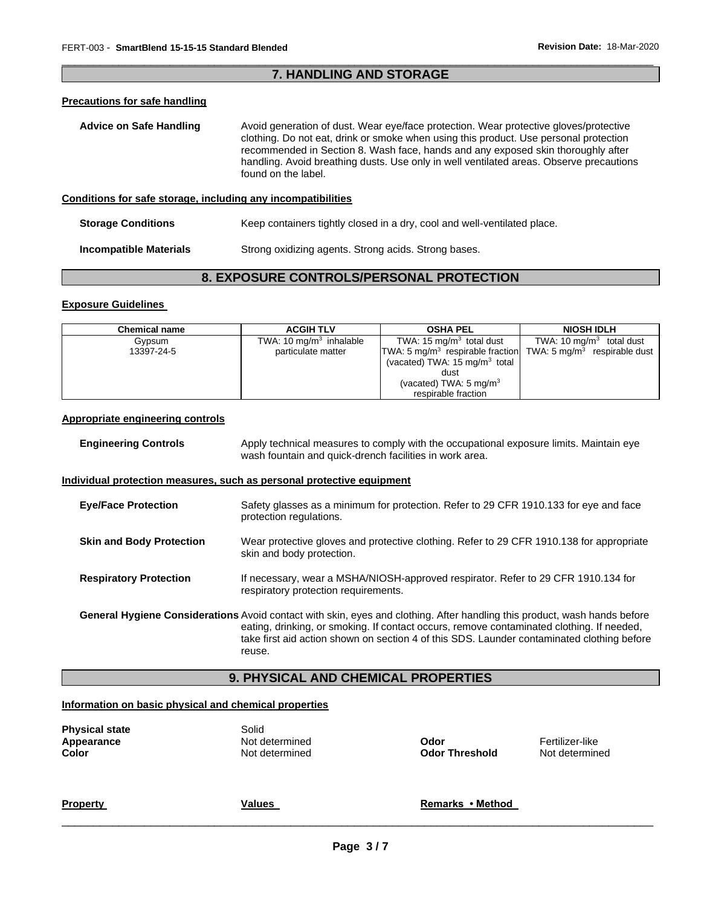## 7. HANDLING AND STORAGE

### Precautions for safe handling

**Advice on Safe Handling** Avoid generation of dust. Wear eye/face protection. Wear protective gloves/protective clothing. Do not eat, drink or smoke when using this product. Use personal protection recommended in Section 8. Wash face, hands and any exposed skin thoroughly after handling. Avoid breathing dusts. Use only in well ventilated areas. Observe precautions found on the label.

### Conditions for safe storage, including any incompatibilities

**Storage Conditions** Keep containers tightly closed in a dry, cool and well-ventilated place.

**Incompatible Materials** Strong oxidizing agents. Strong acids. Strong bases.

## 8. EXPOSURE CONTROLS/PERSONAL PROTECTION

### Exposure Guidelines

| Chemical name | ACGIH TLV | OSHA PEL | NIOSH IDLH |
|---|---|---|---|
| Gypsum 13397-24-5 | TWA: 10 mg/m$^3$ inhalable particulate matter | TWA: 15 mg/m$^3$ total dust TWA: 5 mg/m$^3$ respirable fraction (vacated) TWA: 15 mg/m$^3$ total dust (vacated) TWA: 5 mg/m$^3$ respirable fraction | TWA: 10 mg/m$^3$ total dust TWA: 5 mg/m$^3$ respirable dust |

### Appropriate engineering controls

**Engineering Controls** Apply technical measures to comply with the occupational exposure limits. Maintain eye wash fountain and quick-drench facilities in work area.

### Individual protection measures, such as personal protective equipment

**Eye/Face Protection** Safety glasses as a minimum for protection. Refer to 29 CFR 1910.133 for eye and face protection regulations.

**Skin and Body Protection** Wear protective gloves and protective clothing. Refer to 29 CFR 1910.138 for appropriate skin and body protection.

**Respiratory Protection** If necessary, wear a MSHA/NIOSH-approved respirator. Refer to 29 CFR 1910.134 for respiratory protection requirements.

**General Hygiene Considerations** Avoid contact with skin, eyes and clothing. After handling this product, wash hands before eating, drinking, or smoking. If contact occurs, remove contaminated clothing. If needed, take first aid action shown on section 4 of this SDS. Launder contaminated clothing before reuse.

## 9. PHYSICAL AND CHEMICAL PROPERTIES

### Information on basic physical and chemical properties

**Physical state** Solid
**Appearance** Not determined
**Color** Not determined
**Odor** Fertilizer-like
**Odor Threshold** Not determined

| Property | Values | Remarks • Method |
|---|---|---|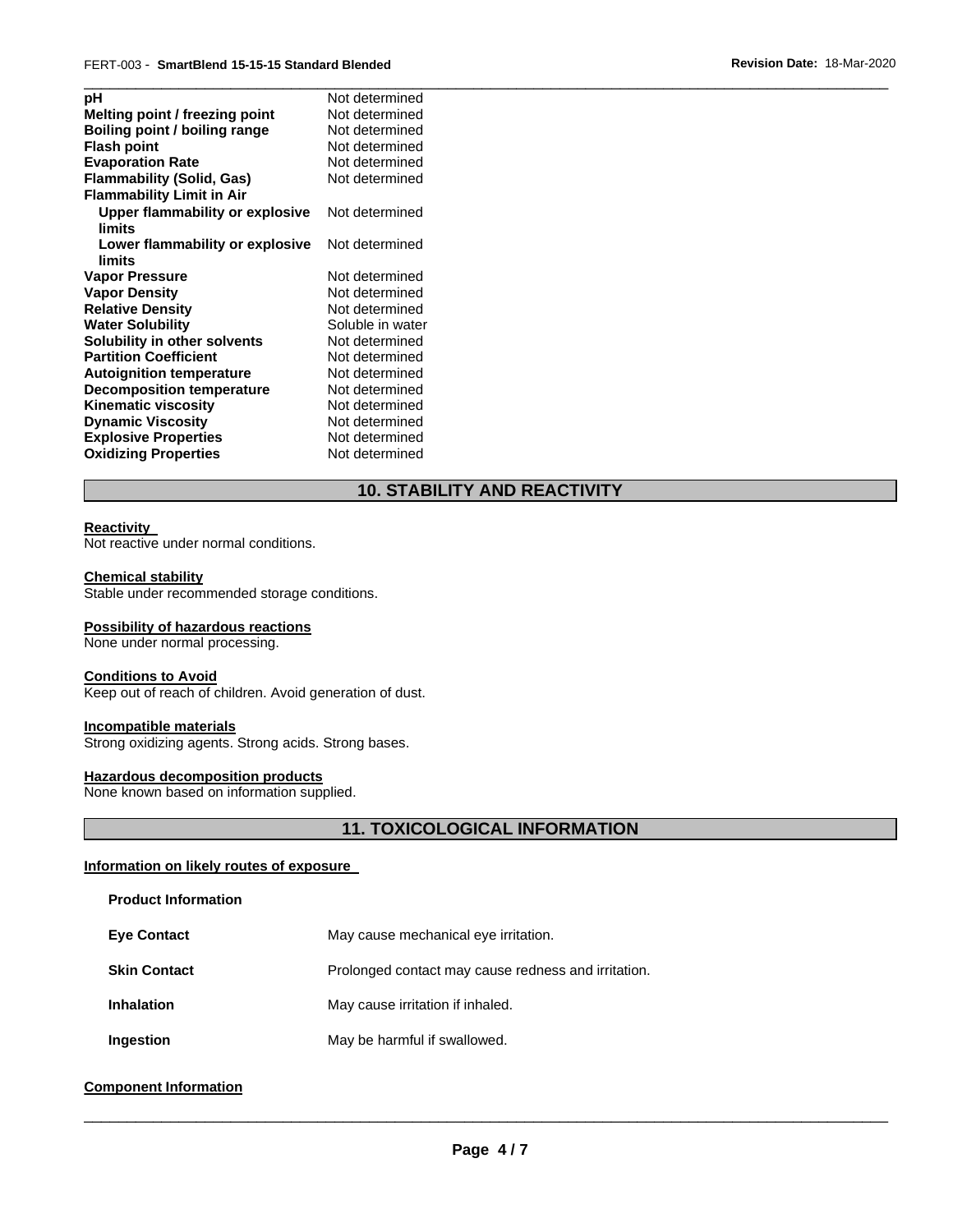| | |
|---|---|
| **pH** | Not determined |
| **Melting point / freezing point** | Not determined |
| **Boiling point / boiling range** | Not determined |
| **Flash point** | Not determined |
| **Evaporation Rate** | Not determined |
| **Flammability (Solid, Gas)** | Not determined |
| **Flammability Limit in Air** | |
| **Upper flammability or explosive limits** | Not determined |
| **Lower flammability or explosive limits** | Not determined |
| **Vapor Pressure** | Not determined |
| **Vapor Density** | Not determined |
| **Relative Density** | Not determined |
| **Water Solubility** | Soluble in water |
| **Solubility in other solvents** | Not determined |
| **Partition Coefficient** | Not determined |
| **Autoignition temperature** | Not determined |
| **Decomposition temperature** | Not determined |
| **Kinematic viscosity** | Not determined |
| **Dynamic Viscosity** | Not determined |
| **Explosive Properties** | Not determined |
| **Oxidizing Properties** | Not determined |

## 10. STABILITY AND REACTIVITY

**Reactivity**
Not reactive under normal conditions.

**Chemical stability**
Stable under recommended storage conditions.

**Possibility of hazardous reactions**
None under normal processing.

**Conditions to Avoid**
Keep out of reach of children. Avoid generation of dust.

**Incompatible materials**
Strong oxidizing agents. Strong acids. Strong bases.

**Hazardous decomposition products**
None known based on information supplied.

## 11. TOXICOLOGICAL INFORMATION

**Information on likely routes of exposure**

**Product Information**

| | |
|---|---|
| **Eye Contact** | May cause mechanical eye irritation. |
| **Skin Contact** | Prolonged contact may cause redness and irritation. |
| **Inhalation** | May cause irritation if inhaled. |
| **Ingestion** | May be harmful if swallowed. |

**Component Information**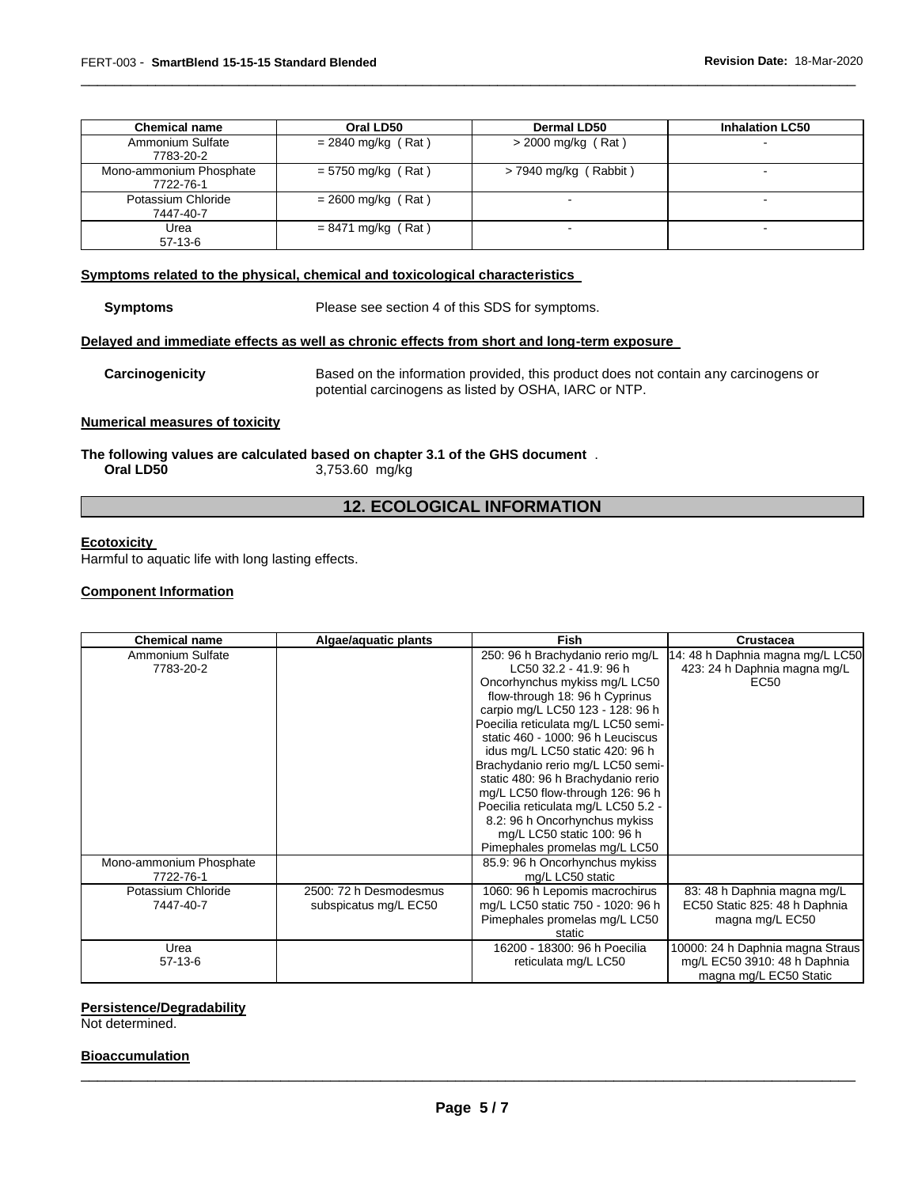| Chemical name | Oral LD50 | Dermal LD50 | Inhalation LC50 |
| --- | --- | --- | --- |
| Ammonium Sulfate<br>7783-20-2 | = 2840 mg/kg ( Rat ) | > 2000 mg/kg ( Rat ) | - |
| Mono-ammonium Phosphate<br>7722-76-1 | = 5750 mg/kg ( Rat ) | > 7940 mg/kg ( Rabbit ) | - |
| Potassium Chloride<br>7447-40-7 | = 2600 mg/kg ( Rat ) | - | - |
| Urea<br>57-13-6 | = 8471 mg/kg ( Rat ) | - | - |

**Symptoms related to the physical, chemical and toxicological characteristics**

**Symptoms** Please see section 4 of this SDS for symptoms.

**Delayed and immediate effects as well as chronic effects from short and long-term exposure**

**Carcinogenicity** Based on the information provided, this product does not contain any carcinogens or potential carcinogens as listed by OSHA, IARC or NTP.

**Numerical measures of toxicity**

**The following values are calculated based on chapter 3.1 of the GHS document** .

**Oral LD50** 3,753.60 mg/kg

## 12. ECOLOGICAL INFORMATION

**Ecotoxicity**

Harmful to aquatic life with long lasting effects.

**Component Information**

| Chemical name | Algae/aquatic plants | Fish | Crustacea |
| --- | --- | --- | --- |
| Ammonium Sulfate<br>7783-20-2 | | 250: 96 h Brachydanio rerio mg/L LC50 32.2 - 41.9: 96 h Oncorhynchus mykiss mg/L LC50 flow-through 18: 96 h Cyprinus carpio mg/L LC50 123 - 128: 96 h Poecilia reticulata mg/L LC50 semi-static 460 - 1000: 96 h Leuciscus idus mg/L LC50 static 420: 96 h Brachydanio rerio mg/L LC50 semi-static 480: 96 h Brachydanio rerio mg/L LC50 flow-through 126: 96 h Poecilia reticulata mg/L LC50 5.2 - 8.2: 96 h Oncorhynchus mykiss mg/L LC50 static 100: 96 h Pimephales promelas mg/L LC50 | 14: 48 h Daphnia magna mg/L LC50 423: 24 h Daphnia magna mg/L EC50 |
| Mono-ammonium Phosphate<br>7722-76-1 | | 85.9: 96 h Oncorhynchus mykiss mg/L LC50 static | |
| Potassium Chloride<br>7447-40-7 | 2500: 72 h Desmodesmus subspicatus mg/L EC50 | 1060: 96 h Lepomis macrochirus mg/L LC50 static 750 - 1020: 96 h Pimephales promelas mg/L LC50 static | 83: 48 h Daphnia magna mg/L EC50 Static 825: 48 h Daphnia magna mg/L EC50 |
| Urea<br>57-13-6 | | 16200 - 18300: 96 h Poecilia reticulata mg/L LC50 | 10000: 24 h Daphnia magna Straus mg/L EC50 3910: 48 h Daphnia magna mg/L EC50 Static |

**Persistence/Degradability**

Not determined.

**Bioaccumulation**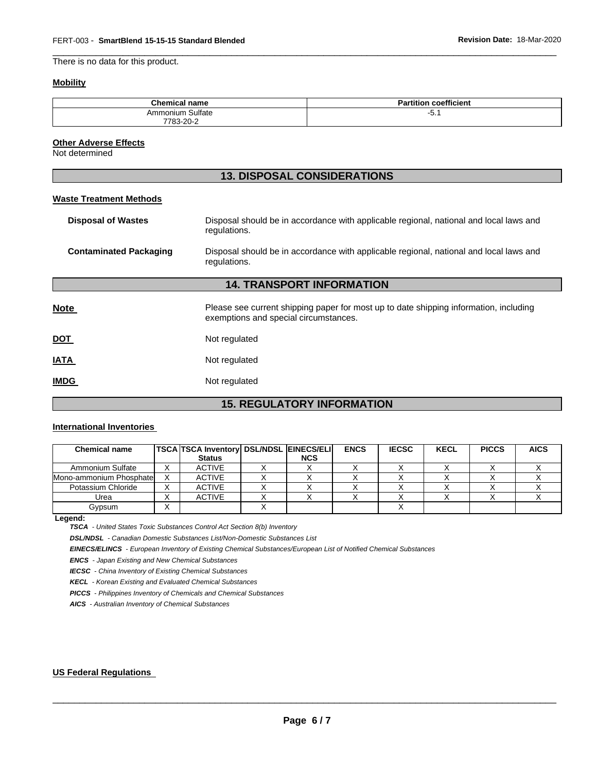There is no data for this product.

**Mobility**

| Chemical name | Partition coefficient |
|---|---|
| Ammonium Sulfate<br>7783-20-2 | -5.1 |

**Other Adverse Effects**

Not determined

## 13. DISPOSAL CONSIDERATIONS

**Waste Treatment Methods**

**Disposal of Wastes** Disposal should be in accordance with applicable regional, national and local laws and regulations.

**Contaminated Packaging** Disposal should be in accordance with applicable regional, national and local laws and regulations.

## 14. TRANSPORT INFORMATION

**Note** Please see current shipping paper for most up to date shipping information, including exemptions and special circumstances.

**DOT** Not regulated

**IATA** Not regulated

**IMDG** Not regulated

## 15. REGULATORY INFORMATION

**International Inventories**

| Chemical name | TSCA | TSCA Inventory Status | DSL/NDSL | EINECS/ELINCS | ENCS | IECSC | KECL | PICCS | AICS |
|---|---|---|---|---|---|---|---|---|---|
| Ammonium Sulfate | X | ACTIVE | X | X | X | X | X | X | X |
| Mono-ammonium Phosphate | X | ACTIVE | X | X | X | X | X | X | X |
| Potassium Chloride | X | ACTIVE | X | X | X | X | X | X | X |
| Urea | X | ACTIVE | X | X | X | X | X | X | X |
| Gypsum | X | | X | | | X | | | |

**Legend:**

***TSCA*** *- United States Toxic Substances Control Act Section 8(b) Inventory*

***DSL/NDSL*** *- Canadian Domestic Substances List/Non-Domestic Substances List*

***EINECS/ELINCS*** *- European Inventory of Existing Chemical Substances/European List of Notified Chemical Substances*

***ENCS*** *- Japan Existing and New Chemical Substances*

***IECSC*** *- China Inventory of Existing Chemical Substances*

***KECL*** *- Korean Existing and Evaluated Chemical Substances*

***PICCS*** *- Philippines Inventory of Chemicals and Chemical Substances*

***AICS*** *- Australian Inventory of Chemical Substances*

**US Federal Regulations**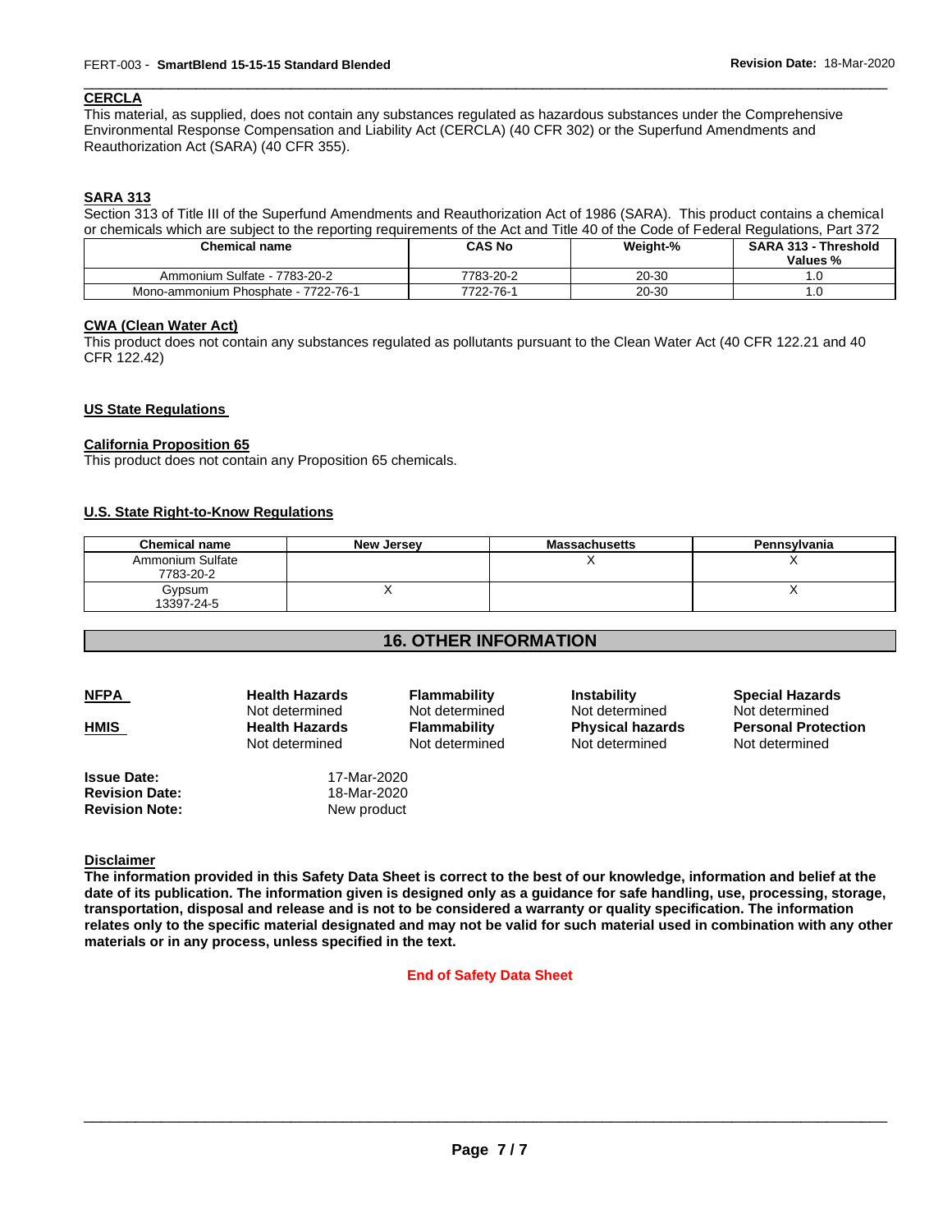### CERCLA

This material, as supplied, does not contain any substances regulated as hazardous substances under the Comprehensive Environmental Response Compensation and Liability Act (CERCLA) (40 CFR 302) or the Superfund Amendments and Reauthorization Act (SARA) (40 CFR 355).

### SARA 313

Section 313 of Title III of the Superfund Amendments and Reauthorization Act of 1986 (SARA). This product contains a chemical or chemicals which are subject to the reporting requirements of the Act and Title 40 of the Code of Federal Regulations, Part 372

| Chemical name | CAS No | Weight-% | SARA 313 - Threshold Values % |
|---|---|---|---|
| Ammonium Sulfate - 7783-20-2 | 7783-20-2 | 20-30 | 1.0 |
| Mono-ammonium Phosphate - 7722-76-1 | 7722-76-1 | 20-30 | 1.0 |

### CWA (Clean Water Act)

This product does not contain any substances regulated as pollutants pursuant to the Clean Water Act (40 CFR 122.21 and 40 CFR 122.42)

### US State Regulations

### California Proposition 65

This product does not contain any Proposition 65 chemicals.

### U.S. State Right-to-Know Regulations

| Chemical name | New Jersey | Massachusetts | Pennsylvania |
|---|---|---|---|
| Ammonium Sulfate 7783-20-2 | | X | X |
| Gypsum 13397-24-5 | X | | X |

## 16. OTHER INFORMATION

| | | | | |
|---|---|---|---|---|
| **NFPA** | **Health Hazards** Not determined | **Flammability** Not determined | **Instability** Not determined | **Special Hazards** Not determined |
| **HMIS** | **Health Hazards** Not determined | **Flammability** Not determined | **Physical hazards** Not determined | **Personal Protection** Not determined |

**Issue Date:** 17-Mar-2020
**Revision Date:** 18-Mar-2020
**Revision Note:** New product

### Disclaimer

**The information provided in this Safety Data Sheet is correct to the best of our knowledge, information and belief at the date of its publication. The information given is designed only as a guidance for safe handling, use, processing, storage, transportation, disposal and release and is not to be considered a warranty or quality specification. The information relates only to the specific material designated and may not be valid for such material used in combination with any other materials or in any process, unless specified in the text.**

**End of Safety Data Sheet**